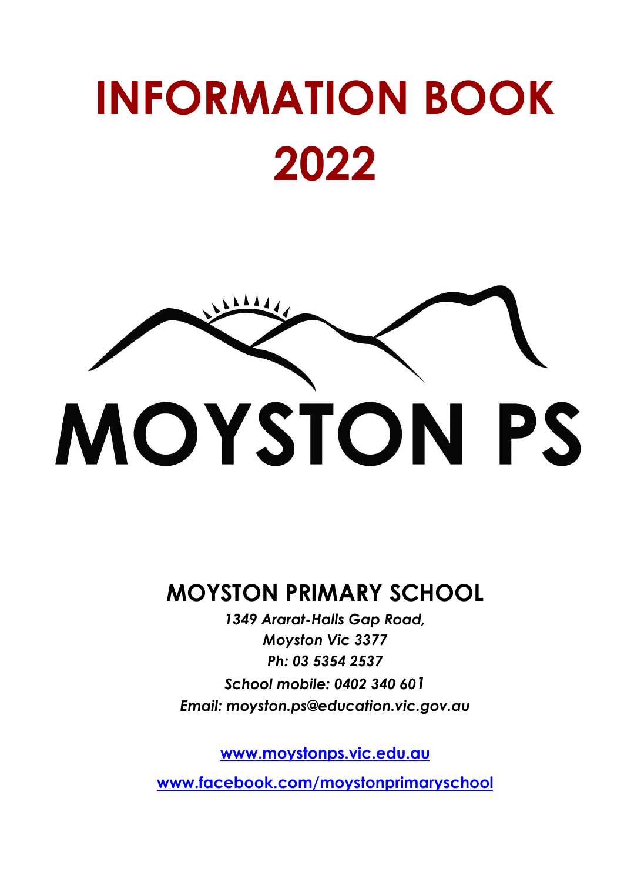# INFORMATION BOOK 2022

MOYSTON PS

## MOYSTON PRIMARY SCHOOL

*1349 Ararat-Halls Gap Road,*
*Moyston Vic 3377*
*Ph: 03 5354 2537*
*School mobile: 0402 340 601*
*Email: moyston.ps@education.vic.gov.au*

www.moystonps.vic.edu.au

www.facebook.com/moystonprimaryschool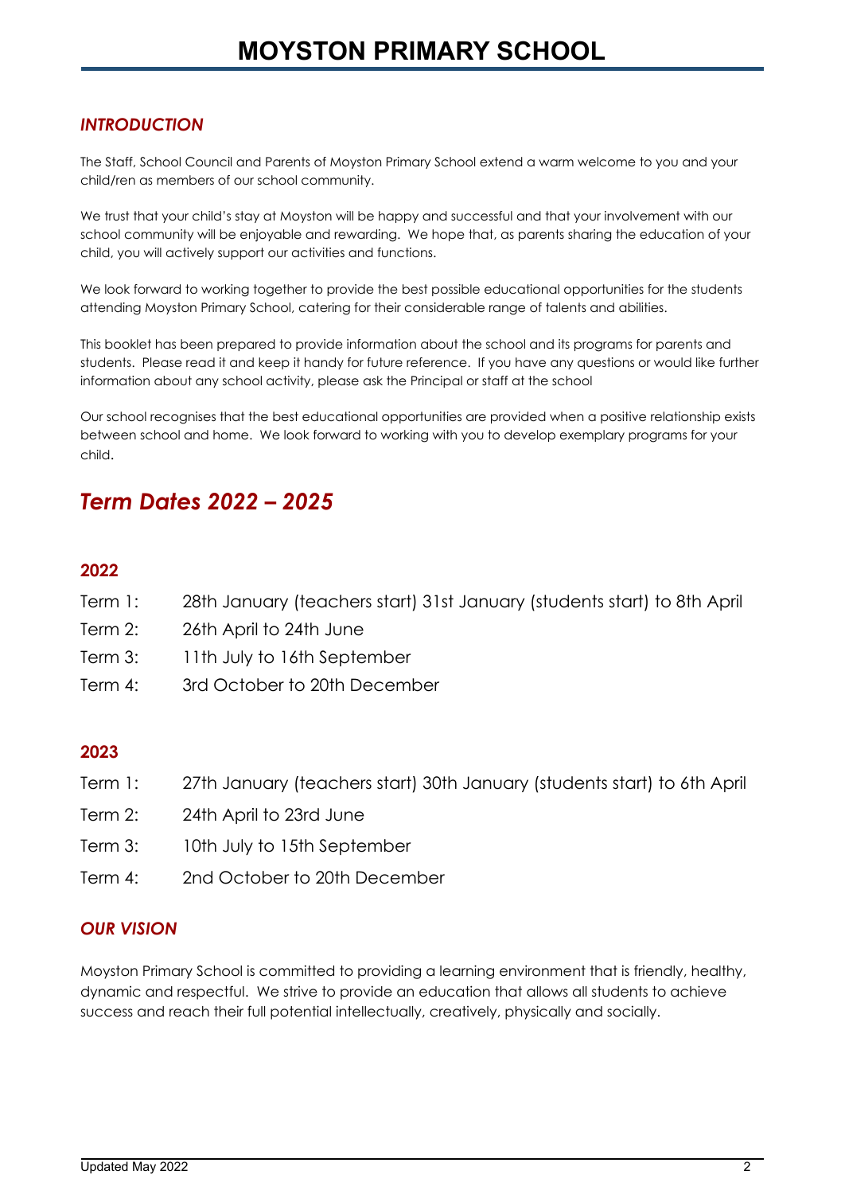# MOYSTON PRIMARY SCHOOL

## *INTRODUCTION*

The Staff, School Council and Parents of Moyston Primary School extend a warm welcome to you and your child/ren as members of our school community.

We trust that your child's stay at Moyston will be happy and successful and that your involvement with our school community will be enjoyable and rewarding. We hope that, as parents sharing the education of your child, you will actively support our activities and functions.

We look forward to working together to provide the best possible educational opportunities for the students attending Moyston Primary School, catering for their considerable range of talents and abilities.

This booklet has been prepared to provide information about the school and its programs for parents and students. Please read it and keep it handy for future reference. If you have any questions or would like further information about any school activity, please ask the Principal or staff at the school

Our school recognises that the best educational opportunities are provided when a positive relationship exists between school and home. We look forward to working with you to develop exemplary programs for your child.

## *Term Dates 2022 – 2025*

### 2022

Term 1: 28th January (teachers start) 31st January (students start) to 8th April
Term 2: 26th April to 24th June
Term 3: 11th July to 16th September
Term 4: 3rd October to 20th December

### 2023

Term 1: 27th January (teachers start) 30th January (students start) to 6th April
Term 2: 24th April to 23rd June
Term 3: 10th July to 15th September
Term 4: 2nd October to 20th December

## *OUR VISION*

Moyston Primary School is committed to providing a learning environment that is friendly, healthy, dynamic and respectful. We strive to provide an education that allows all students to achieve success and reach their full potential intellectually, creatively, physically and socially.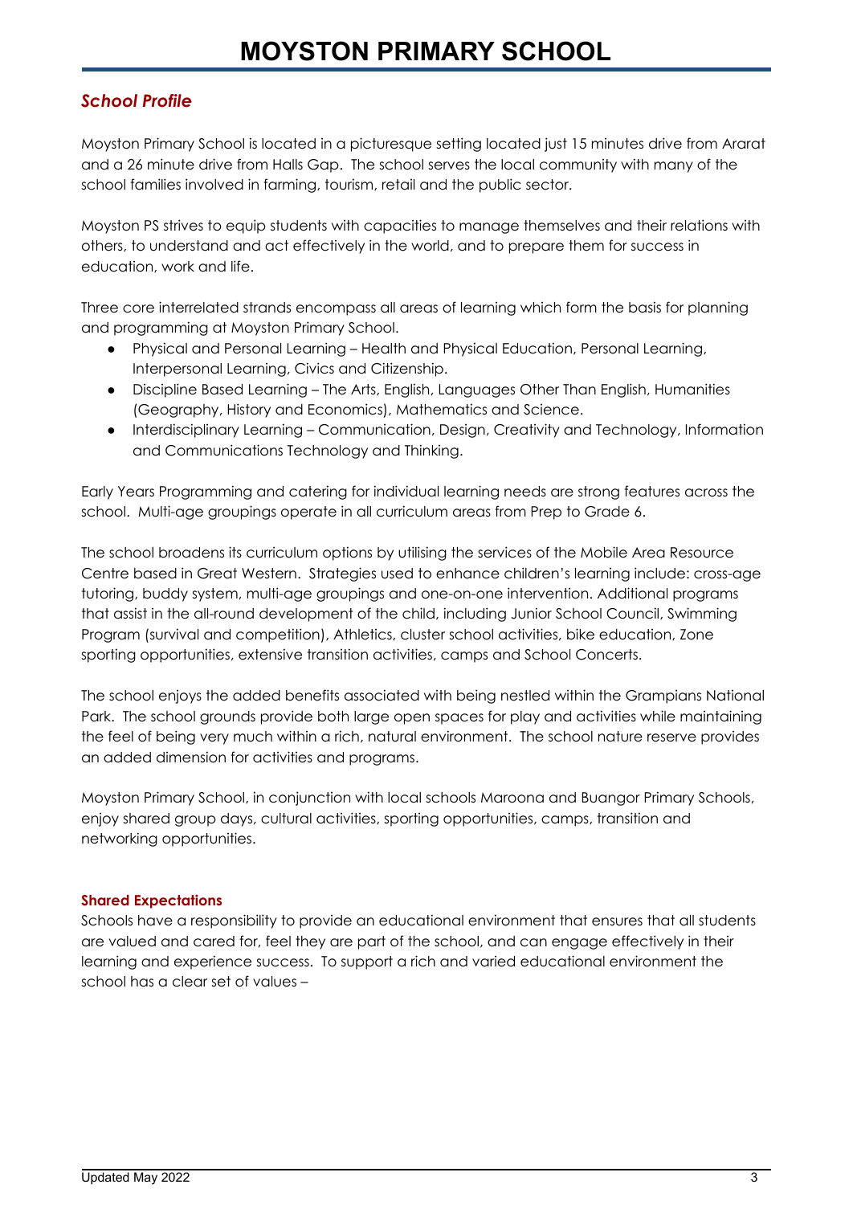# MOYSTON PRIMARY SCHOOL

## *School Profile*

Moyston Primary School is located in a picturesque setting located just 15 minutes drive from Ararat and a 26 minute drive from Halls Gap. The school serves the local community with many of the school families involved in farming, tourism, retail and the public sector.

Moyston PS strives to equip students with capacities to manage themselves and their relations with others, to understand and act effectively in the world, and to prepare them for success in education, work and life.

Three core interrelated strands encompass all areas of learning which form the basis for planning and programming at Moyston Primary School.

- Physical and Personal Learning – Health and Physical Education, Personal Learning, Interpersonal Learning, Civics and Citizenship.
- Discipline Based Learning – The Arts, English, Languages Other Than English, Humanities (Geography, History and Economics), Mathematics and Science.
- Interdisciplinary Learning – Communication, Design, Creativity and Technology, Information and Communications Technology and Thinking.

Early Years Programming and catering for individual learning needs are strong features across the school. Multi-age groupings operate in all curriculum areas from Prep to Grade 6.

The school broadens its curriculum options by utilising the services of the Mobile Area Resource Centre based in Great Western. Strategies used to enhance children's learning include: cross-age tutoring, buddy system, multi-age groupings and one-on-one intervention. Additional programs that assist in the all-round development of the child, including Junior School Council, Swimming Program (survival and competition), Athletics, cluster school activities, bike education, Zone sporting opportunities, extensive transition activities, camps and School Concerts.

The school enjoys the added benefits associated with being nestled within the Grampians National Park. The school grounds provide both large open spaces for play and activities while maintaining the feel of being very much within a rich, natural environment. The school nature reserve provides an added dimension for activities and programs.

Moyston Primary School, in conjunction with local schools Maroona and Buangor Primary Schools, enjoy shared group days, cultural activities, sporting opportunities, camps, transition and networking opportunities.

**Shared Expectations**

Schools have a responsibility to provide an educational environment that ensures that all students are valued and cared for, feel they are part of the school, and can engage effectively in their learning and experience success. To support a rich and varied educational environment the school has a clear set of values –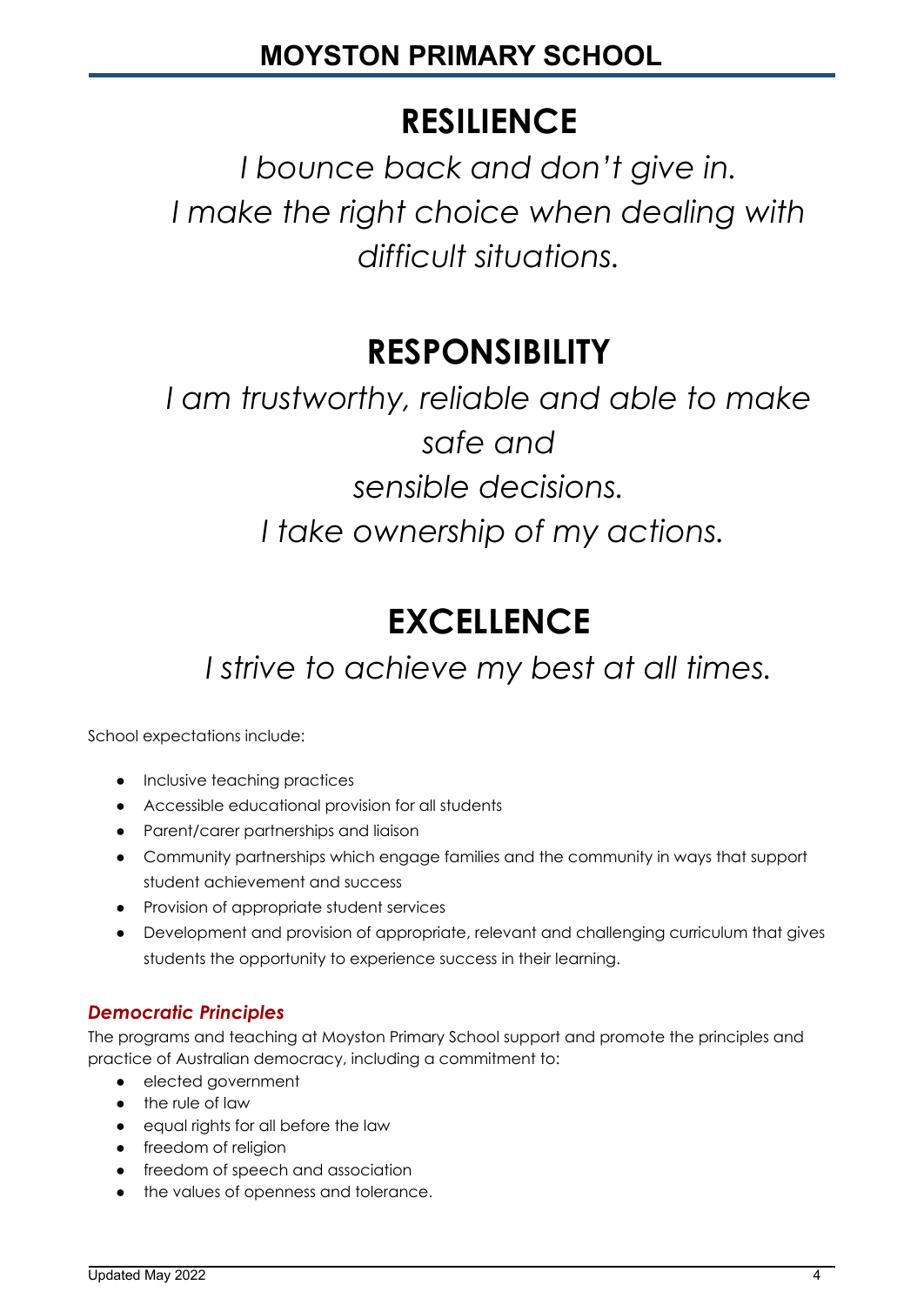## RESILIENCE

*I bounce back and don't give in.*
*I make the right choice when dealing with difficult situations.*

## RESPONSIBILITY

*I am trustworthy, reliable and able to make safe and sensible decisions.*
*I take ownership of my actions.*

## EXCELLENCE

*I strive to achieve my best at all times.*

School expectations include:

- Inclusive teaching practices
- Accessible educational provision for all students
- Parent/carer partnerships and liaison
- Community partnerships which engage families and the community in ways that support student achievement and success
- Provision of appropriate student services
- Development and provision of appropriate, relevant and challenging curriculum that gives students the opportunity to experience success in their learning.

### *Democratic Principles*

The programs and teaching at Moyston Primary School support and promote the principles and practice of Australian democracy, including a commitment to:

- elected government
- the rule of law
- equal rights for all before the law
- freedom of religion
- freedom of speech and association
- the values of openness and tolerance.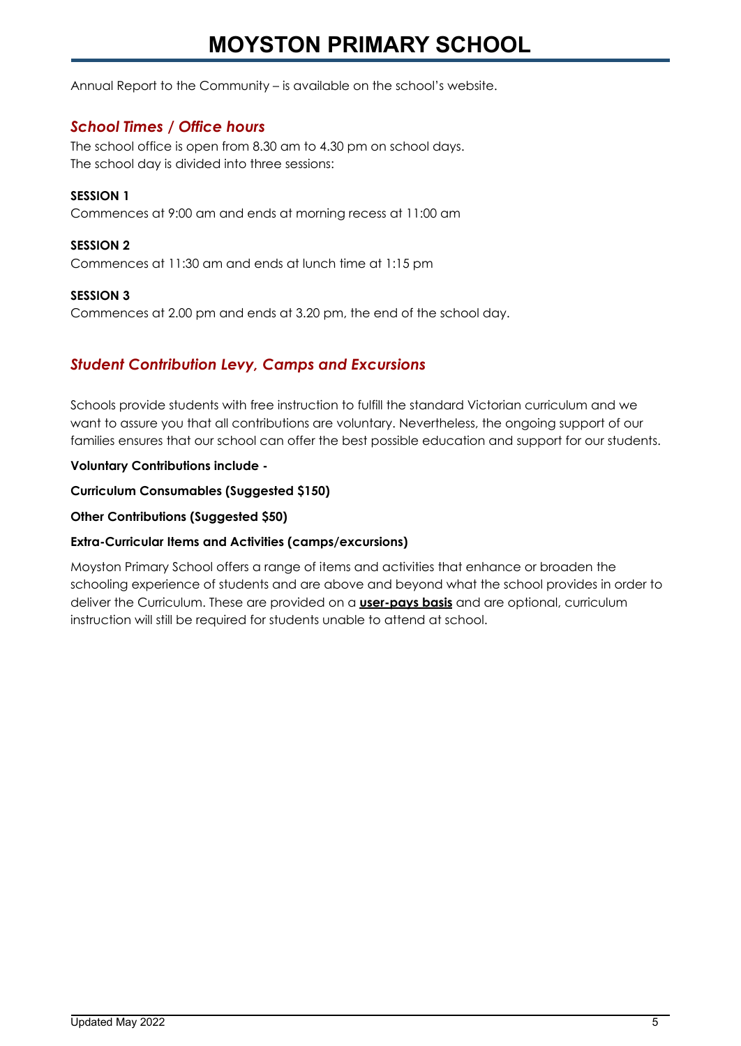Annual Report to the Community – is available on the school's website.

## *School Times / Office hours*

The school office is open from 8.30 am to 4.30 pm on school days.
The school day is divided into three sessions:

**SESSION 1**
Commences at 9:00 am and ends at morning recess at 11:00 am

**SESSION 2**
Commences at 11:30 am and ends at lunch time at 1:15 pm

**SESSION 3**
Commences at 2.00 pm and ends at 3.20 pm, the end of the school day.

## *Student Contribution Levy, Camps and Excursions*

Schools provide students with free instruction to fulfill the standard Victorian curriculum and we want to assure you that all contributions are voluntary. Nevertheless, the ongoing support of our families ensures that our school can offer the best possible education and support for our students.

**Voluntary Contributions include -**

**Curriculum Consumables (Suggested $150)**

**Other Contributions (Suggested $50)**

**Extra-Curricular Items and Activities (camps/excursions)**

Moyston Primary School offers a range of items and activities that enhance or broaden the schooling experience of students and are above and beyond what the school provides in order to deliver the Curriculum. These are provided on a **user-pays basis** and are optional, curriculum instruction will still be required for students unable to attend at school.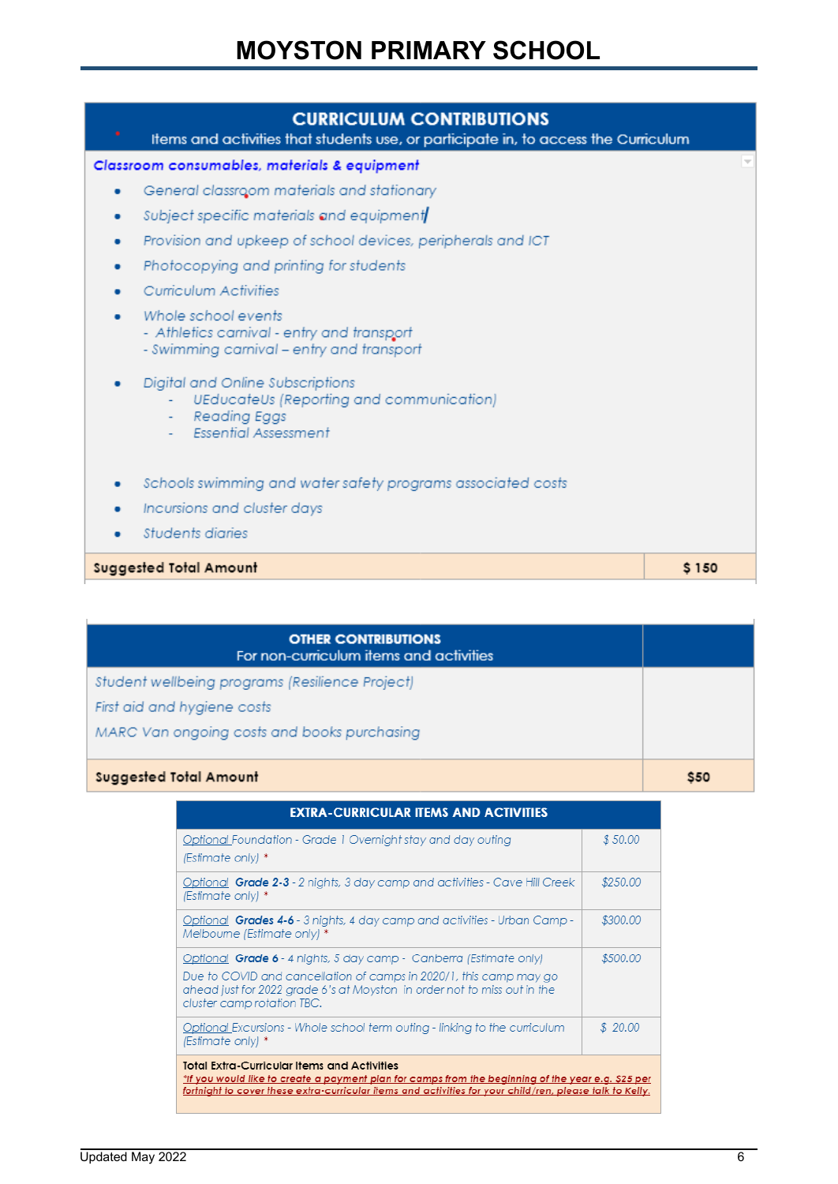# MOYSTON PRIMARY SCHOOL

| CURRICULUM CONTRIBUTIONS<br>Items and activities that students use, or participate in, to access the Curriculum | |
|---|---|
| ***Classroom consumables, materials & equipment*** | |
| • *General classroom materials and stationary*<br>• *Subject specific materials and equipment*<br>• *Provision and upkeep of school devices, peripherals and ICT*<br>• *Photocopying and printing for students*<br>• *Curriculum Activities*<br>• *Whole school events*<br>  *- Athletics carnival - entry and transport*<br>  *- Swimming carnival – entry and transport*<br>• *Digital and Online Subscriptions*<br>  *- UEducateUs (Reporting and communication)*<br>  *- Reading Eggs*<br>  *- Essential Assessment*<br>• *Schools swimming and water safety programs associated costs*<br>• *Incursions and cluster days*<br>• *Students diaries* | |
| **Suggested Total Amount** | **$ 150** |

| OTHER CONTRIBUTIONS<br>For non-curriculum items and activities | |
|---|---|
| *Student wellbeing programs (Resilience Project)*<br>*First aid and hygiene costs*<br>*MARC Van ongoing costs and books purchasing* | |
| **Suggested Total Amount** | **$50** |

| EXTRA-CURRICULAR ITEMS AND ACTIVITIES | |
|---|---|
| *Optional Foundation - Grade 1 Overnight stay and day outing (Estimate only) ** | *$ 50.00* |
| *Optional **Grade 2-3** - 2 nights, 3 day camp and activities - Cave Hill Creek (Estimate only) ** | *$250.00* |
| *Optional **Grades 4-6** - 3 nights, 4 day camp and activities - Urban Camp - Melbourne (Estimate only) ** | *$300.00* |
| *Optional **Grade 6** - 4 nights, 5 day camp - Canberra (Estimate only)*<br>*Due to COVID and cancellation of camps in 2020/1, this camp may go ahead just for 2022 grade 6's at Moyston in order not to miss out in the cluster camp rotation TBC.* | *$500.00* |
| *Optional Excursions - Whole school term outing - linking to the curriculum (Estimate only) ** | *$ 20.00* |
| **Total Extra-Curricular Items and Activities**<br>**If you would like to create a payment plan for camps from the beginning of the year e.g. $25 per fortnight to cover these extra-curricular items and activities for your child/ren, please talk to Kelly.* | |

Updated May 2022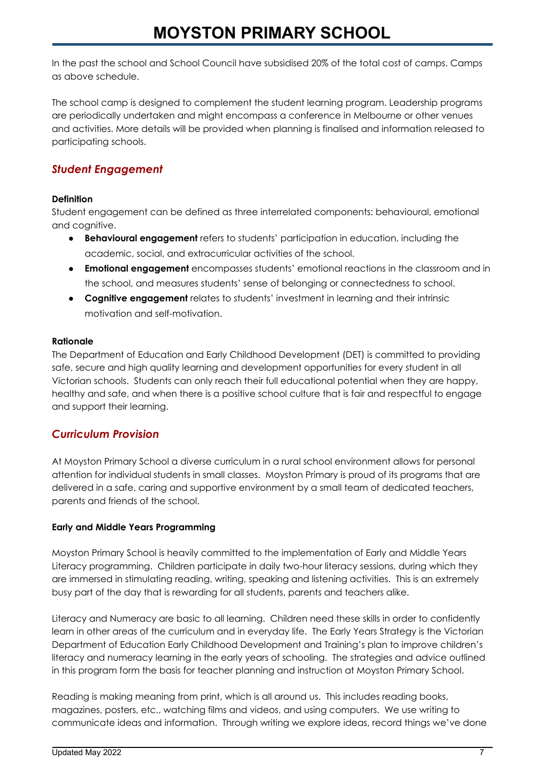In the past the school and School Council have subsidised 20% of the total cost of camps. Camps as above schedule.

The school camp is designed to complement the student learning program. Leadership programs are periodically undertaken and might encompass a conference in Melbourne or other venues and activities. More details will be provided when planning is finalised and information released to participating schools.

## *Student Engagement*

**Definition**

Student engagement can be defined as three interrelated components: behavioural, emotional and cognitive.

- **Behavioural engagement** refers to students' participation in education, including the academic, social, and extracurricular activities of the school.
- **Emotional engagement** encompasses students' emotional reactions in the classroom and in the school, and measures students' sense of belonging or connectedness to school.
- **Cognitive engagement** relates to students' investment in learning and their intrinsic motivation and self-motivation.

**Rationale**

The Department of Education and Early Childhood Development (DET) is committed to providing safe, secure and high quality learning and development opportunities for every student in all Victorian schools. Students can only reach their full educational potential when they are happy, healthy and safe, and when there is a positive school culture that is fair and respectful to engage and support their learning.

## *Curriculum Provision*

At Moyston Primary School a diverse curriculum in a rural school environment allows for personal attention for individual students in small classes. Moyston Primary is proud of its programs that are delivered in a safe, caring and supportive environment by a small team of dedicated teachers, parents and friends of the school.

**Early and Middle Years Programming**

Moyston Primary School is heavily committed to the implementation of Early and Middle Years Literacy programming. Children participate in daily two-hour literacy sessions, during which they are immersed in stimulating reading, writing, speaking and listening activities. This is an extremely busy part of the day that is rewarding for all students, parents and teachers alike.

Literacy and Numeracy are basic to all learning. Children need these skills in order to confidently learn in other areas of the curriculum and in everyday life. The Early Years Strategy is the Victorian Department of Education Early Childhood Development and Training's plan to improve children's literacy and numeracy learning in the early years of schooling. The strategies and advice outlined in this program form the basis for teacher planning and instruction at Moyston Primary School.

Reading is making meaning from print, which is all around us. This includes reading books, magazines, posters, etc., watching films and videos, and using computers. We use writing to communicate ideas and information. Through writing we explore ideas, record things we've done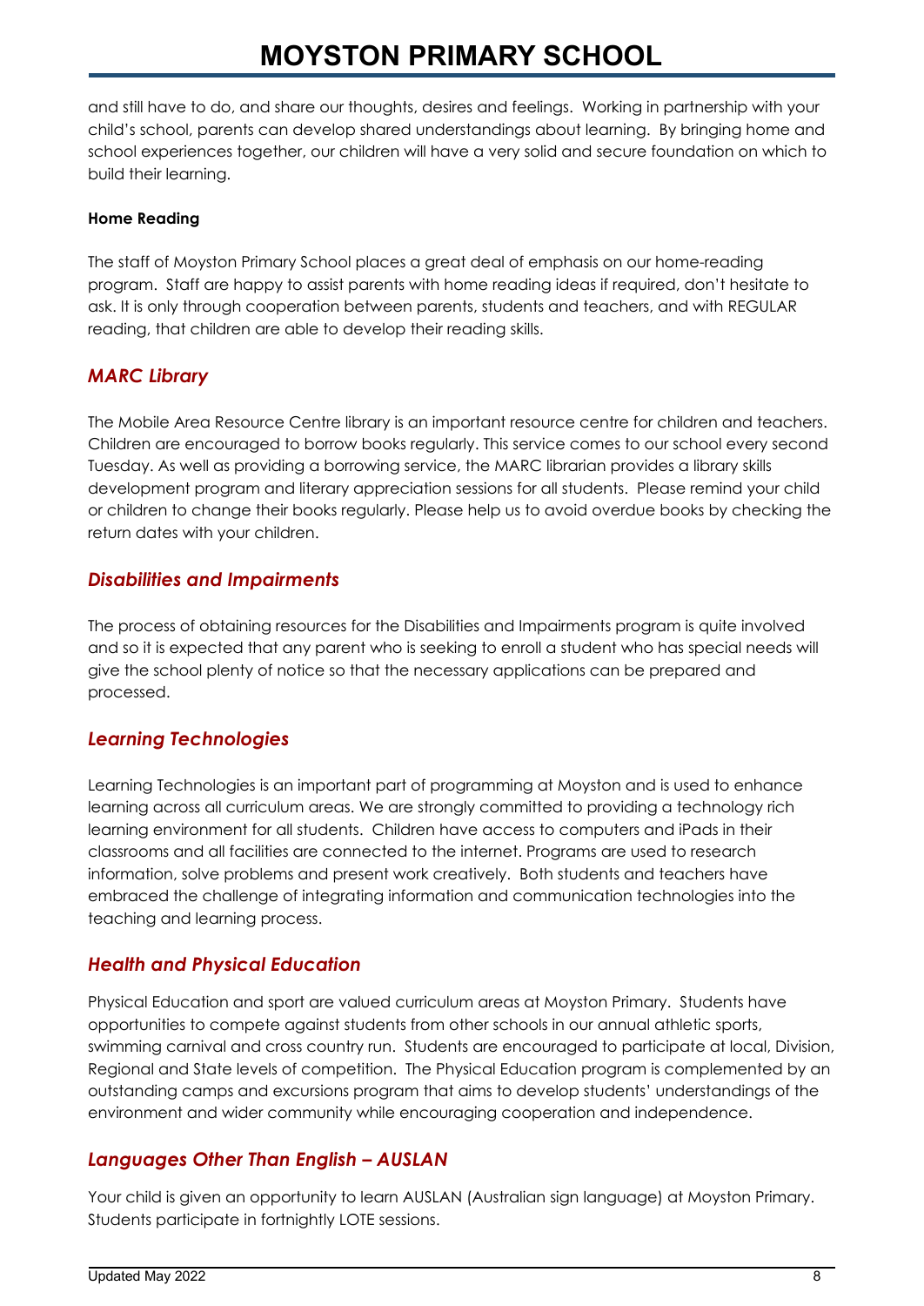and still have to do, and share our thoughts, desires and feelings. Working in partnership with your child's school, parents can develop shared understandings about learning. By bringing home and school experiences together, our children will have a very solid and secure foundation on which to build their learning.

**Home Reading**

The staff of Moyston Primary School places a great deal of emphasis on our home-reading program. Staff are happy to assist parents with home reading ideas if required, don't hesitate to ask. It is only through cooperation between parents, students and teachers, and with REGULAR reading, that children are able to develop their reading skills.

## *MARC Library*

The Mobile Area Resource Centre library is an important resource centre for children and teachers. Children are encouraged to borrow books regularly. This service comes to our school every second Tuesday. As well as providing a borrowing service, the MARC librarian provides a library skills development program and literary appreciation sessions for all students. Please remind your child or children to change their books regularly. Please help us to avoid overdue books by checking the return dates with your children.

## *Disabilities and Impairments*

The process of obtaining resources for the Disabilities and Impairments program is quite involved and so it is expected that any parent who is seeking to enroll a student who has special needs will give the school plenty of notice so that the necessary applications can be prepared and processed.

## *Learning Technologies*

Learning Technologies is an important part of programming at Moyston and is used to enhance learning across all curriculum areas. We are strongly committed to providing a technology rich learning environment for all students. Children have access to computers and iPads in their classrooms and all facilities are connected to the internet. Programs are used to research information, solve problems and present work creatively. Both students and teachers have embraced the challenge of integrating information and communication technologies into the teaching and learning process.

## *Health and Physical Education*

Physical Education and sport are valued curriculum areas at Moyston Primary. Students have opportunities to compete against students from other schools in our annual athletic sports, swimming carnival and cross country run. Students are encouraged to participate at local, Division, Regional and State levels of competition. The Physical Education program is complemented by an outstanding camps and excursions program that aims to develop students' understandings of the environment and wider community while encouraging cooperation and independence.

## *Languages Other Than English – AUSLAN*

Your child is given an opportunity to learn AUSLAN (Australian sign language) at Moyston Primary. Students participate in fortnightly LOTE sessions.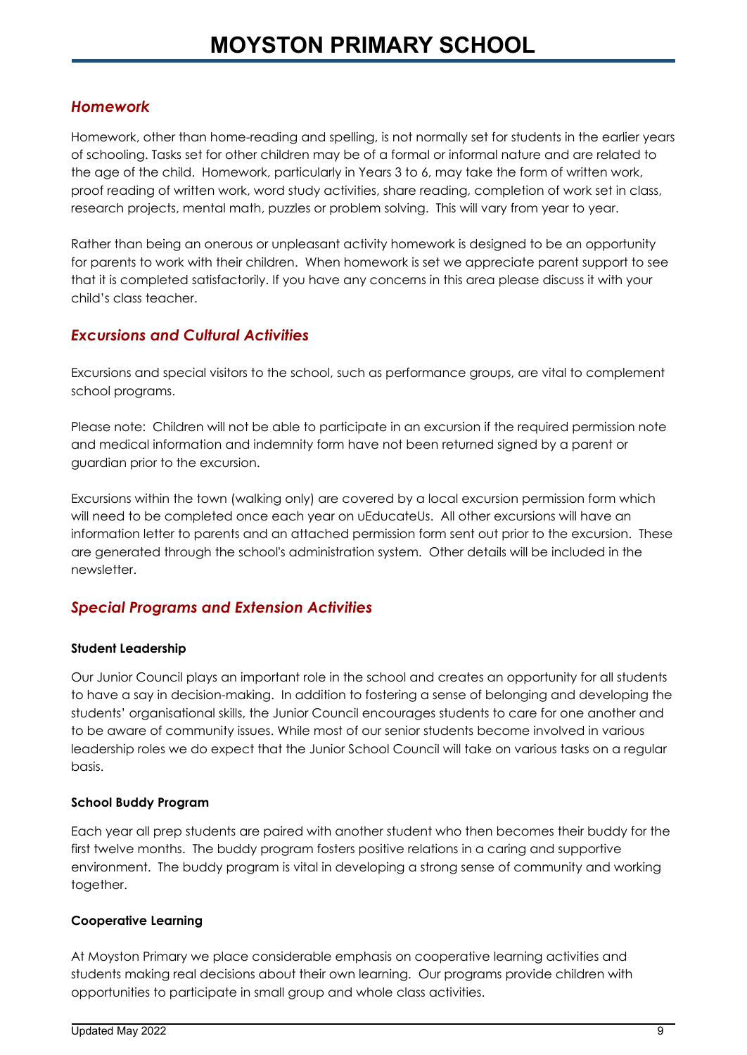## *Homework*

Homework, other than home-reading and spelling, is not normally set for students in the earlier years of schooling. Tasks set for other children may be of a formal or informal nature and are related to the age of the child. Homework, particularly in Years 3 to 6, may take the form of written work, proof reading of written work, word study activities, share reading, completion of work set in class, research projects, mental math, puzzles or problem solving. This will vary from year to year.

Rather than being an onerous or unpleasant activity homework is designed to be an opportunity for parents to work with their children. When homework is set we appreciate parent support to see that it is completed satisfactorily. If you have any concerns in this area please discuss it with your child's class teacher.

## *Excursions and Cultural Activities*

Excursions and special visitors to the school, such as performance groups, are vital to complement school programs.

Please note: Children will not be able to participate in an excursion if the required permission note and medical information and indemnity form have not been returned signed by a parent or guardian prior to the excursion.

Excursions within the town (walking only) are covered by a local excursion permission form which will need to be completed once each year on uEducateUs. All other excursions will have an information letter to parents and an attached permission form sent out prior to the excursion. These are generated through the school's administration system. Other details will be included in the newsletter.

## *Special Programs and Extension Activities*

**Student Leadership**

Our Junior Council plays an important role in the school and creates an opportunity for all students to have a say in decision-making. In addition to fostering a sense of belonging and developing the students' organisational skills, the Junior Council encourages students to care for one another and to be aware of community issues. While most of our senior students become involved in various leadership roles we do expect that the Junior School Council will take on various tasks on a regular basis.

**School Buddy Program**

Each year all prep students are paired with another student who then becomes their buddy for the first twelve months. The buddy program fosters positive relations in a caring and supportive environment. The buddy program is vital in developing a strong sense of community and working together.

**Cooperative Learning**

At Moyston Primary we place considerable emphasis on cooperative learning activities and students making real decisions about their own learning. Our programs provide children with opportunities to participate in small group and whole class activities.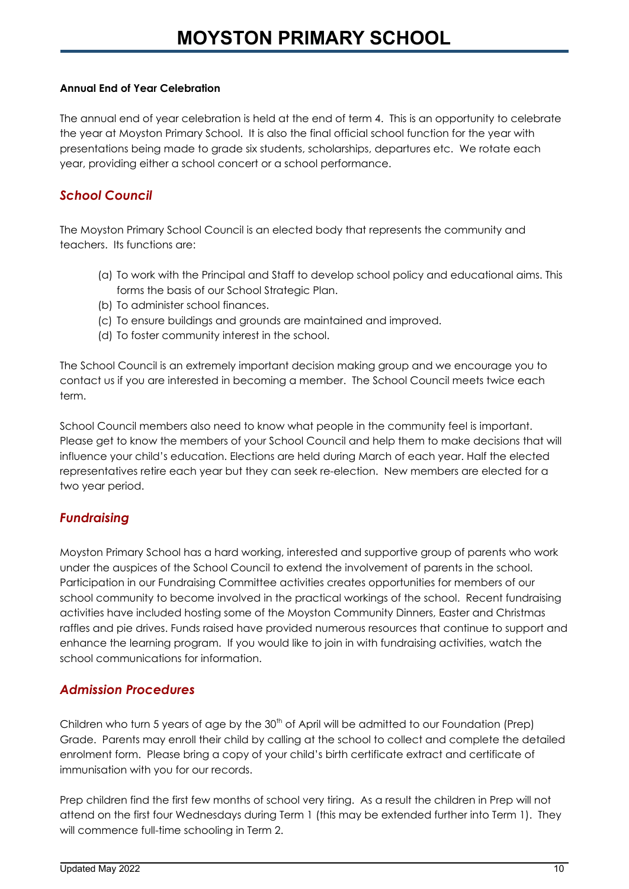**Annual End of Year Celebration**

The annual end of year celebration is held at the end of term 4. This is an opportunity to celebrate the year at Moyston Primary School. It is also the final official school function for the year with presentations being made to grade six students, scholarships, departures etc. We rotate each year, providing either a school concert or a school performance.

## *School Council*

The Moyston Primary School Council is an elected body that represents the community and teachers. Its functions are:

(a) To work with the Principal and Staff to develop school policy and educational aims. This forms the basis of our School Strategic Plan.
(b) To administer school finances.
(c) To ensure buildings and grounds are maintained and improved.
(d) To foster community interest in the school.

The School Council is an extremely important decision making group and we encourage you to contact us if you are interested in becoming a member. The School Council meets twice each term.

School Council members also need to know what people in the community feel is important. Please get to know the members of your School Council and help them to make decisions that will influence your child's education. Elections are held during March of each year. Half the elected representatives retire each year but they can seek re-election. New members are elected for a two year period.

## *Fundraising*

Moyston Primary School has a hard working, interested and supportive group of parents who work under the auspices of the School Council to extend the involvement of parents in the school. Participation in our Fundraising Committee activities creates opportunities for members of our school community to become involved in the practical workings of the school. Recent fundraising activities have included hosting some of the Moyston Community Dinners, Easter and Christmas raffles and pie drives. Funds raised have provided numerous resources that continue to support and enhance the learning program. If you would like to join in with fundraising activities, watch the school communications for information.

## *Admission Procedures*

Children who turn 5 years of age by the 30th of April will be admitted to our Foundation (Prep) Grade. Parents may enroll their child by calling at the school to collect and complete the detailed enrolment form. Please bring a copy of your child's birth certificate extract and certificate of immunisation with you for our records.

Prep children find the first few months of school very tiring. As a result the children in Prep will not attend on the first four Wednesdays during Term 1 (this may be extended further into Term 1). They will commence full-time schooling in Term 2.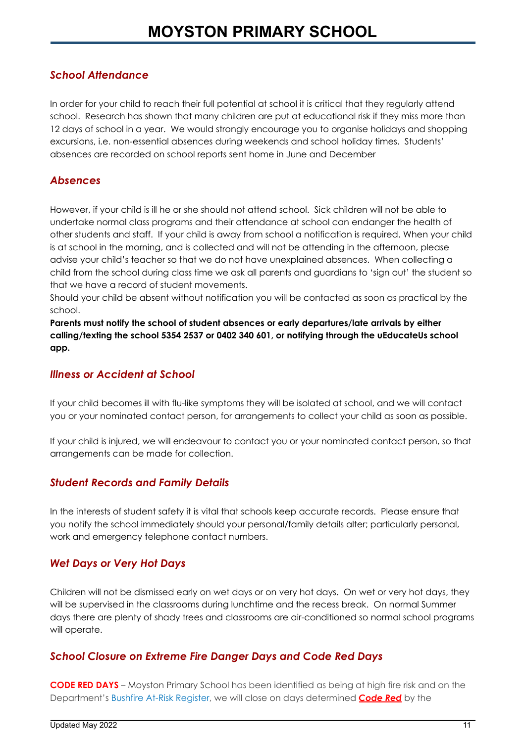## *School Attendance*

In order for your child to reach their full potential at school it is critical that they regularly attend school. Research has shown that many children are put at educational risk if they miss more than 12 days of school in a year. We would strongly encourage you to organise holidays and shopping excursions, i.e. non-essential absences during weekends and school holiday times. Students' absences are recorded on school reports sent home in June and December

## *Absences*

However, if your child is ill he or she should not attend school. Sick children will not be able to undertake normal class programs and their attendance at school can endanger the health of other students and staff. If your child is away from school a notification is required. When your child is at school in the morning, and is collected and will not be attending in the afternoon, please advise your child's teacher so that we do not have unexplained absences. When collecting a child from the school during class time we ask all parents and guardians to 'sign out' the student so that we have a record of student movements.

Should your child be absent without notification you will be contacted as soon as practical by the school.

**Parents must notify the school of student absences or early departures/late arrivals by either calling/texting the school 5354 2537 or 0402 340 601, or notifying through the uEducateUs school app.**

## *Illness or Accident at School*

If your child becomes ill with flu-like symptoms they will be isolated at school, and we will contact you or your nominated contact person, for arrangements to collect your child as soon as possible.

If your child is injured, we will endeavour to contact you or your nominated contact person, so that arrangements can be made for collection.

## *Student Records and Family Details*

In the interests of student safety it is vital that schools keep accurate records. Please ensure that you notify the school immediately should your personal/family details alter; particularly personal, work and emergency telephone contact numbers.

## *Wet Days or Very Hot Days*

Children will not be dismissed early on wet days or on very hot days. On wet or very hot days, they will be supervised in the classrooms during lunchtime and the recess break. On normal Summer days there are plenty of shady trees and classrooms are air-conditioned so normal school programs will operate.

## *School Closure on Extreme Fire Danger Days and Code Red Days*

**CODE RED DAYS** – Moyston Primary School has been identified as being at high fire risk and on the Department's Bushfire At-Risk Register, we will close on days determined ***Code Red*** by the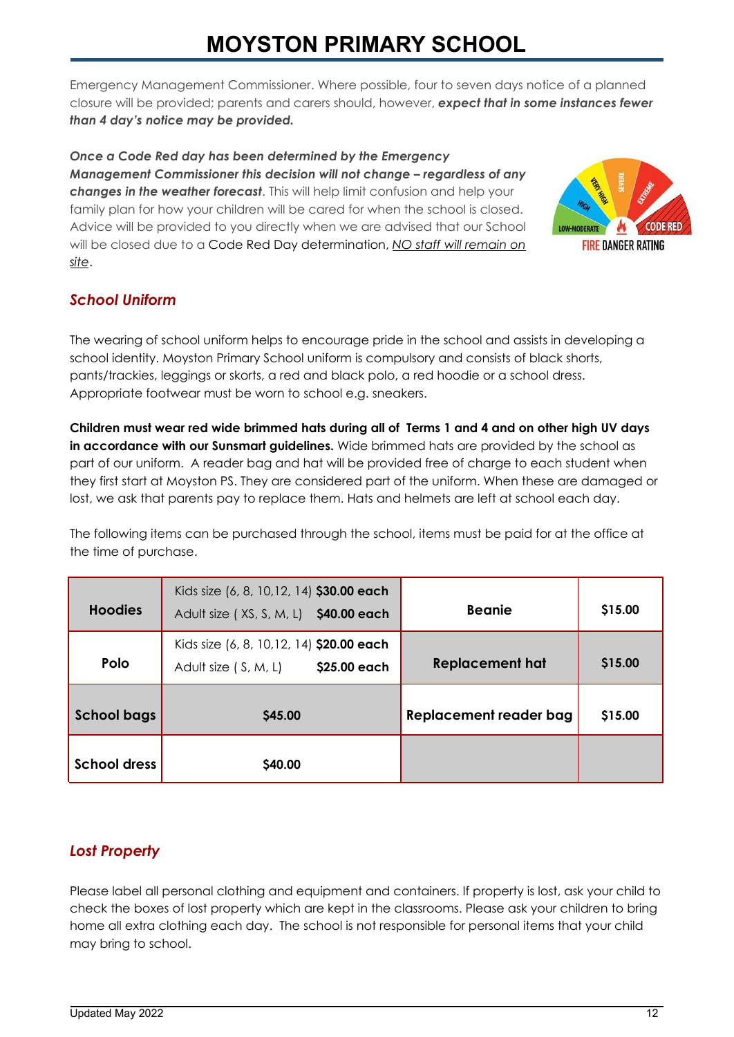Emergency Management Commissioner. Where possible, four to seven days notice of a planned closure will be provided; parents and carers should, however, ***expect that in some instances fewer than 4 day's notice may be provided.***

***Once a Code Red day has been determined by the Emergency Management Commissioner this decision will not change – regardless of any changes in the weather forecast***. This will help limit confusion and help your family plan for how your children will be cared for when the school is closed. Advice will be provided to you directly when we are advised that our School will be closed due to a Code Red Day determination, NO staff will remain on site.

## *School Uniform*

The wearing of school uniform helps to encourage pride in the school and assists in developing a school identity. Moyston Primary School uniform is compulsory and consists of black shorts, pants/trackies, leggings or skorts, a red and black polo, a red hoodie or a school dress. Appropriate footwear must be worn to school e.g. sneakers.

**Children must wear red wide brimmed hats during all of Terms 1 and 4 and on other high UV days in accordance with our Sunsmart guidelines.** Wide brimmed hats are provided by the school as part of our uniform. A reader bag and hat will be provided free of charge to each student when they first start at Moyston PS. They are considered part of the uniform. When these are damaged or lost, we ask that parents pay to replace them. Hats and helmets are left at school each day.

The following items can be purchased through the school, items must be paid for at the office at the time of purchase.

| **Hoodies** | Kids size (6, 8, 10,12, 14) **$30.00 each**<br>Adult size ( XS, S, M, L) **$40.00 each** | **Beanie** | **$15.00** |
|---|---|---|---|
| **Polo** | Kids size (6, 8, 10,12, 14) **$20.00 each**<br>Adult size ( S, M, L) **$25.00 each** | **Replacement hat** | **$15.00** |
| **School bags** | **$45.00** | **Replacement reader bag** | **$15.00** |
| **School dress** | **$40.00** | | |

## *Lost Property*

Please label all personal clothing and equipment and containers. If property is lost, ask your child to check the boxes of lost property which are kept in the classrooms. Please ask your children to bring home all extra clothing each day. The school is not responsible for personal items that your child may bring to school.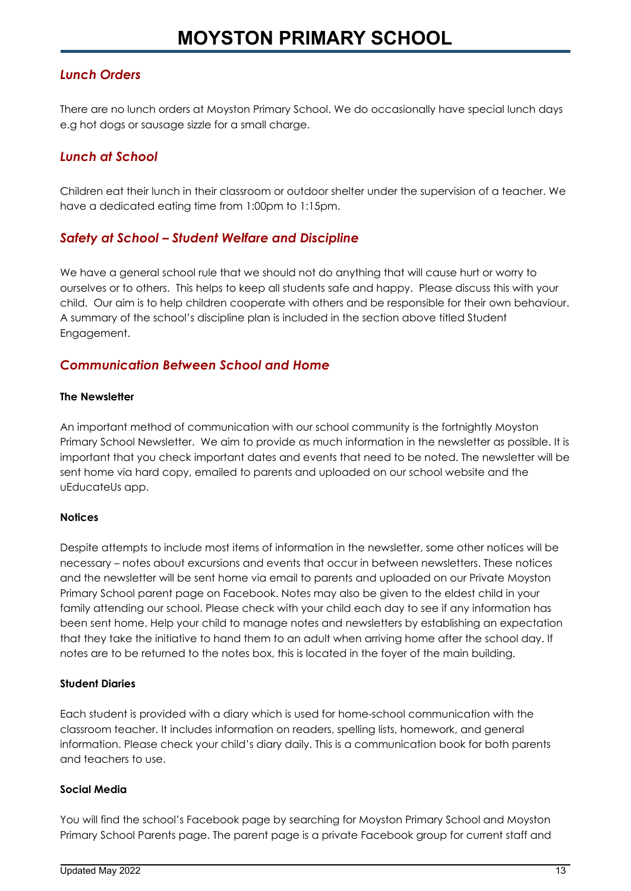## *Lunch Orders*

There are no lunch orders at Moyston Primary School. We do occasionally have special lunch days e.g hot dogs or sausage sizzle for a small charge.

## *Lunch at School*

Children eat their lunch in their classroom or outdoor shelter under the supervision of a teacher. We have a dedicated eating time from 1:00pm to 1:15pm.

## *Safety at School – Student Welfare and Discipline*

We have a general school rule that we should not do anything that will cause hurt or worry to ourselves or to others. This helps to keep all students safe and happy. Please discuss this with your child. Our aim is to help children cooperate with others and be responsible for their own behaviour. A summary of the school's discipline plan is included in the section above titled Student Engagement.

## *Communication Between School and Home*

### The Newsletter

An important method of communication with our school community is the fortnightly Moyston Primary School Newsletter. We aim to provide as much information in the newsletter as possible. It is important that you check important dates and events that need to be noted. The newsletter will be sent home via hard copy, emailed to parents and uploaded on our school website and the uEducateUs app.

### Notices

Despite attempts to include most items of information in the newsletter, some other notices will be necessary – notes about excursions and events that occur in between newsletters. These notices and the newsletter will be sent home via email to parents and uploaded on our Private Moyston Primary School parent page on Facebook. Notes may also be given to the eldest child in your family attending our school. Please check with your child each day to see if any information has been sent home. Help your child to manage notes and newsletters by establishing an expectation that they take the initiative to hand them to an adult when arriving home after the school day. If notes are to be returned to the notes box, this is located in the foyer of the main building.

### Student Diaries

Each student is provided with a diary which is used for home-school communication with the classroom teacher. It includes information on readers, spelling lists, homework, and general information. Please check your child's diary daily. This is a communication book for both parents and teachers to use.

### Social Media

You will find the school's Facebook page by searching for Moyston Primary School and Moyston Primary School Parents page. The parent page is a private Facebook group for current staff and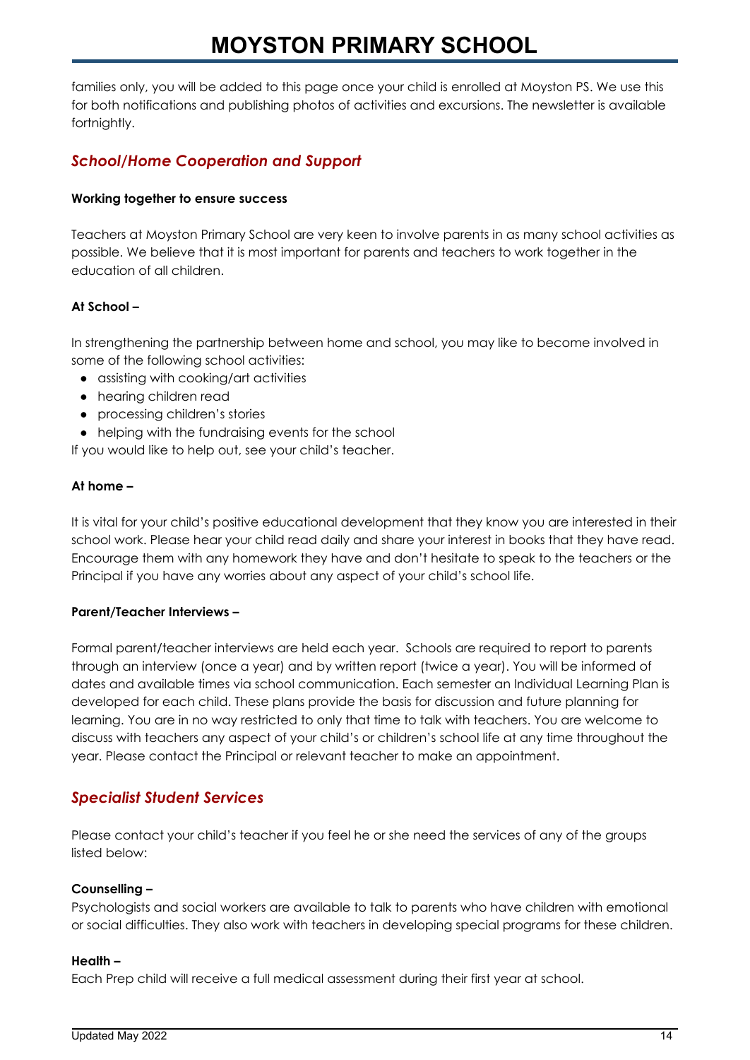families only, you will be added to this page once your child is enrolled at Moyston PS. We use this for both notifications and publishing photos of activities and excursions. The newsletter is available fortnightly.

## *School/Home Cooperation and Support*

**Working together to ensure success**

Teachers at Moyston Primary School are very keen to involve parents in as many school activities as possible. We believe that it is most important for parents and teachers to work together in the education of all children.

**At School –**

In strengthening the partnership between home and school, you may like to become involved in some of the following school activities:

- assisting with cooking/art activities
- hearing children read
- processing children's stories
- helping with the fundraising events for the school

If you would like to help out, see your child's teacher.

**At home –**

It is vital for your child's positive educational development that they know you are interested in their school work. Please hear your child read daily and share your interest in books that they have read. Encourage them with any homework they have and don't hesitate to speak to the teachers or the Principal if you have any worries about any aspect of your child's school life.

**Parent/Teacher Interviews –**

Formal parent/teacher interviews are held each year. Schools are required to report to parents through an interview (once a year) and by written report (twice a year). You will be informed of dates and available times via school communication. Each semester an Individual Learning Plan is developed for each child. These plans provide the basis for discussion and future planning for learning. You are in no way restricted to only that time to talk with teachers. You are welcome to discuss with teachers any aspect of your child's or children's school life at any time throughout the year. Please contact the Principal or relevant teacher to make an appointment.

## *Specialist Student Services*

Please contact your child's teacher if you feel he or she need the services of any of the groups listed below:

**Counselling –**
Psychologists and social workers are available to talk to parents who have children with emotional or social difficulties. They also work with teachers in developing special programs for these children.

**Health –**
Each Prep child will receive a full medical assessment during their first year at school.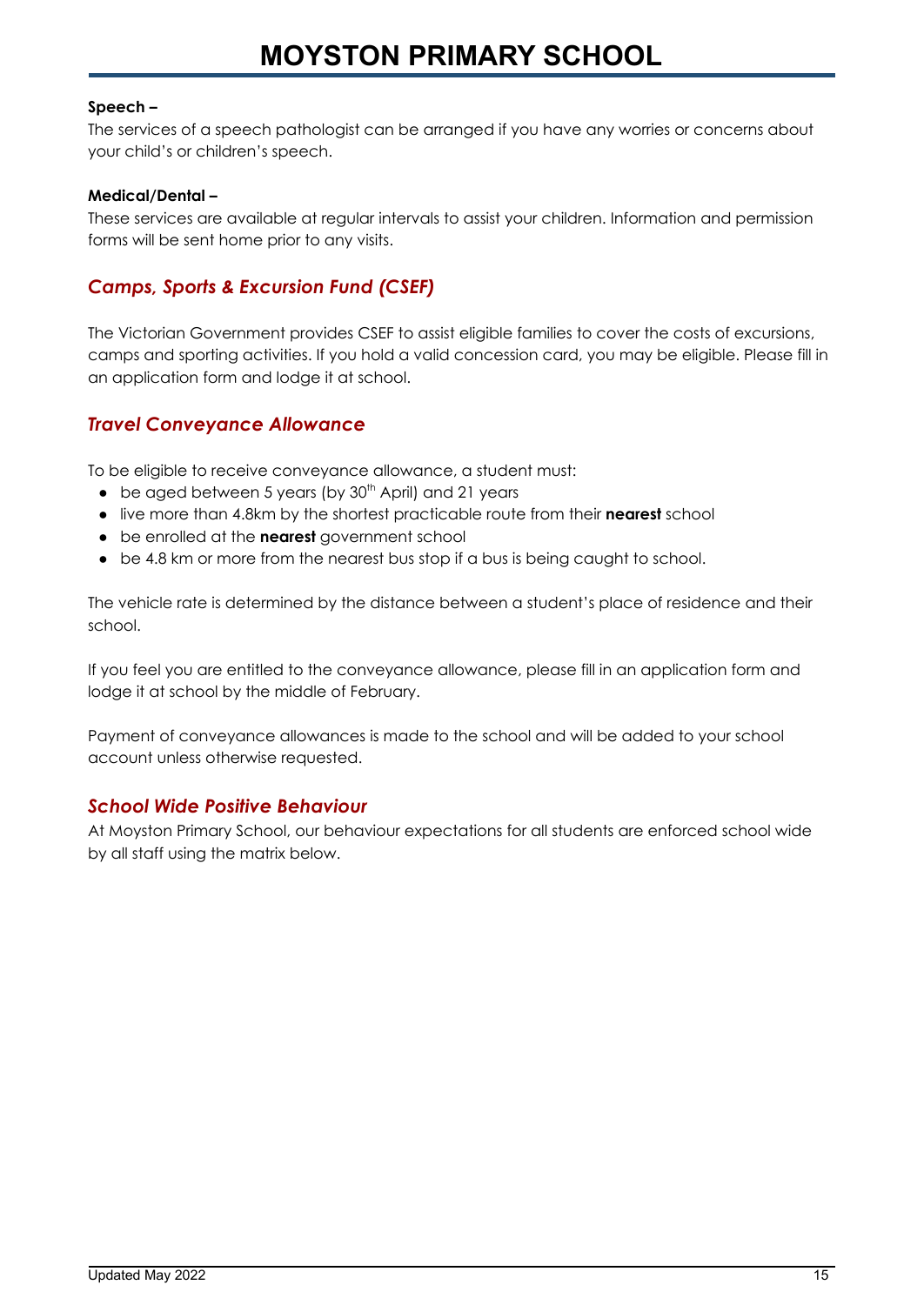**Speech –**
The services of a speech pathologist can be arranged if you have any worries or concerns about your child's or children's speech.

**Medical/Dental –**
These services are available at regular intervals to assist your children. Information and permission forms will be sent home prior to any visits.

## *Camps, Sports & Excursion Fund (CSEF)*

The Victorian Government provides CSEF to assist eligible families to cover the costs of excursions, camps and sporting activities. If you hold a valid concession card, you may be eligible. Please fill in an application form and lodge it at school.

## *Travel Conveyance Allowance*

To be eligible to receive conveyance allowance, a student must:

- be aged between 5 years (by 30th April) and 21 years
- live more than 4.8km by the shortest practicable route from their **nearest** school
- be enrolled at the **nearest** government school
- be 4.8 km or more from the nearest bus stop if a bus is being caught to school.

The vehicle rate is determined by the distance between a student's place of residence and their school.

If you feel you are entitled to the conveyance allowance, please fill in an application form and lodge it at school by the middle of February.

Payment of conveyance allowances is made to the school and will be added to your school account unless otherwise requested.

## *School Wide Positive Behaviour*

At Moyston Primary School, our behaviour expectations for all students are enforced school wide by all staff using the matrix below.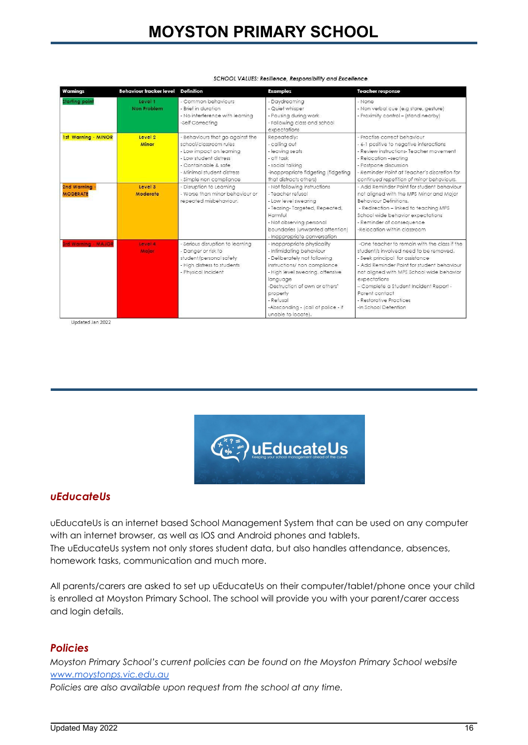*SCHOOL VALUES: Resilience, Responsibility and Excellence*

| Warnings | Behaviour tracker level | Definition | Examples | Teacher response |
|---|---|---|---|---|
| Starting point | Level 1 Non Problem | - Common behaviours<br>- Brief in duration<br>- No interference with learning<br>-Self Correcting | - Daydreaming<br>- Quiet whisper<br>- Pausing during work<br>- Following class and school expectations | - None<br>- Non verbal cue (e.g stare, gesture)<br>- Proximity control – (stand nearby) |
| 1st Warning - MINOR | Level 2 Minor | - Behaviours that go against the school/classroom rules<br>- Low impact on learning<br>- Low student distress<br>- Containable & safe<br>- Minimal student distress<br>- Simple non compliance | Repeatedly:<br>- calling out<br>- leaving seats<br>- off task<br>- social talking<br>-inappropriate fidgeting (fidgeting that distracts others) | - Practise correct behaviour<br>- 6-1 positive to negative interactions<br>- Review instructions- Teacher movement<br>- Relocation –seating<br>- Postpone discussion<br>- *Reminder Point at Teacher's discretion for continued repetition of minor behaviours.* |
| 2nd Warning - MODERATE | Level 3 Moderate | - Disruption to Learning<br>- Worse than minor behaviour or repeated misbehaviour. | - Not following instructions<br>- Teacher refusal<br>- Low level swearing<br>- Teasing- Targeted, Repeated, Harmful<br>- Not observing personal boundaries (unwanted attention)<br>- Inappropriate conversation | - Add Reminder Point for student behaviour not aligned with the MPS Minor and Major Behaviour Definitions.<br>- Redirection – linked to teaching MPS School wide behavior expectations<br>- Reminder of consequence<br>-Relocation within classroom |
| 3rd Warning - MAJOR | Level 4 Major | - Serious disruption to learning<br>- Danger or risk to student/personal safety<br>- High distress to students<br>- Physical Incident | - Inappropriate physicality<br>- Intimidating behaviour<br>- Deliberately not following instructions/ non compliance<br>- High level swearing, offensive language<br>-Destruction of own or others' property<br>- Refusal<br>-Absconding - (call of police - if unable to locate). | -One teacher to remain with the class if the student/s involved need to be removed.<br>- Seek principal for assistance<br>- Add Reminder Point for student behaviour not aligned with MPS School wide behavior expectations<br>– Complete a Student Incident Report - Parent contact<br>- Restorative Practices<br>-In School Detention |

Updated Jan 2022

## *uEducateUs*

uEducateUs is an internet based School Management System that can be used on any computer with an internet browser, as well as IOS and Android phones and tablets.
The uEducateUs system not only stores student data, but also handles attendance, absences, homework tasks, communication and much more.

All parents/carers are asked to set up uEducateUs on their computer/tablet/phone once your child is enrolled at Moyston Primary School. The school will provide you with your parent/carer access and login details.

## *Policies*

*Moyston Primary School's current policies can be found on the Moyston Primary School website [www.moystonps.vic.edu.au](www.moystonps.vic.edu.au)*
*Policies are also available upon request from the school at any time.*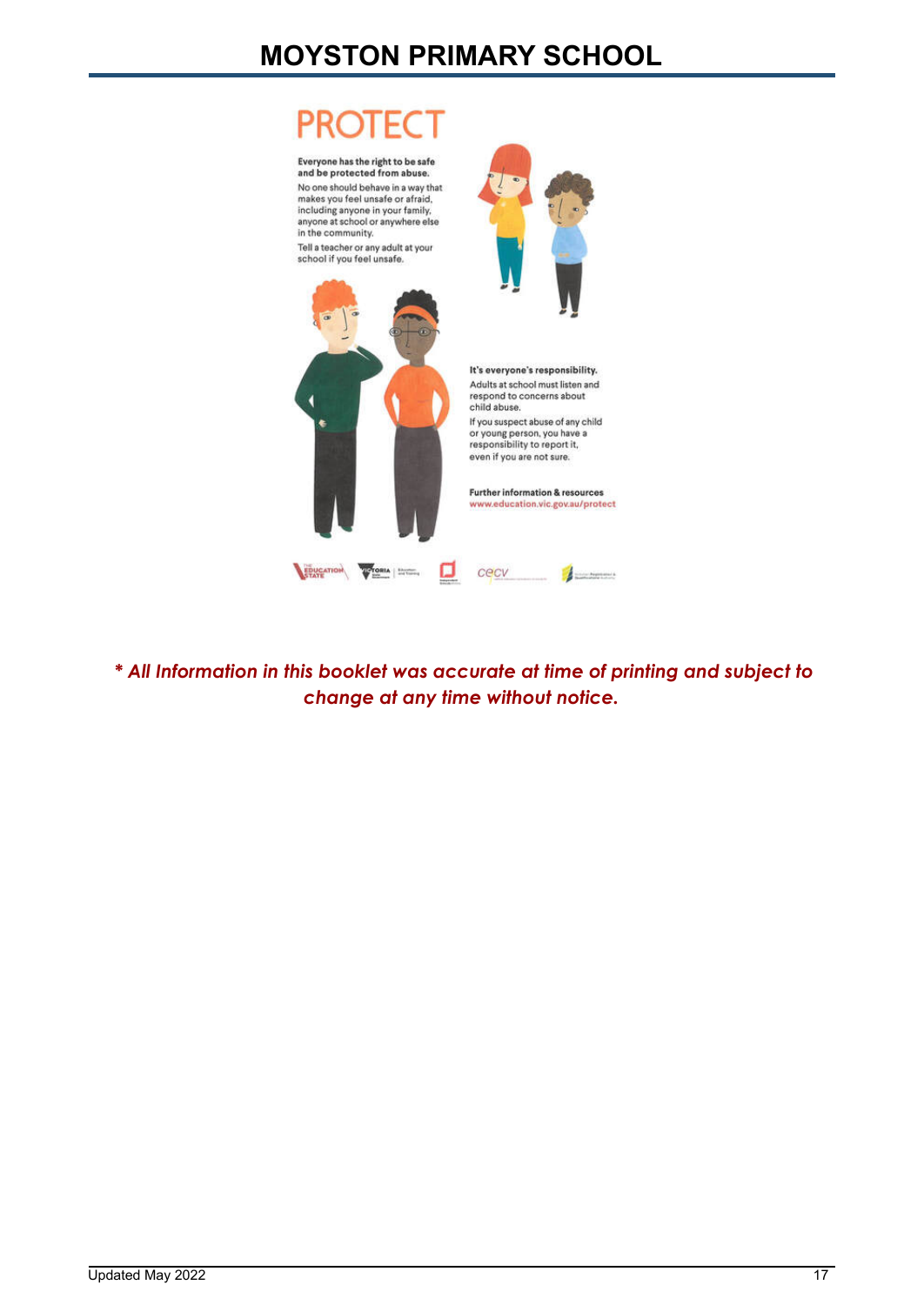# PROTECT

**Everyone has the right to be safe and be protected from abuse.**

No one should behave in a way that makes you feel unsafe or afraid, including anyone in your family, anyone at school or anywhere else in the community.

Tell a teacher or any adult at your school if you feel unsafe.

**It's everyone's responsibility.**

Adults at school must listen and respond to concerns about child abuse.

If you suspect abuse of any child or young person, you have a responsibility to report it, even if you are not sure.

**Further information & resources**
www.education.vic.gov.au/protect

***\* All Information in this booklet was accurate at time of printing and subject to change at any time without notice.***

Updated May 2022